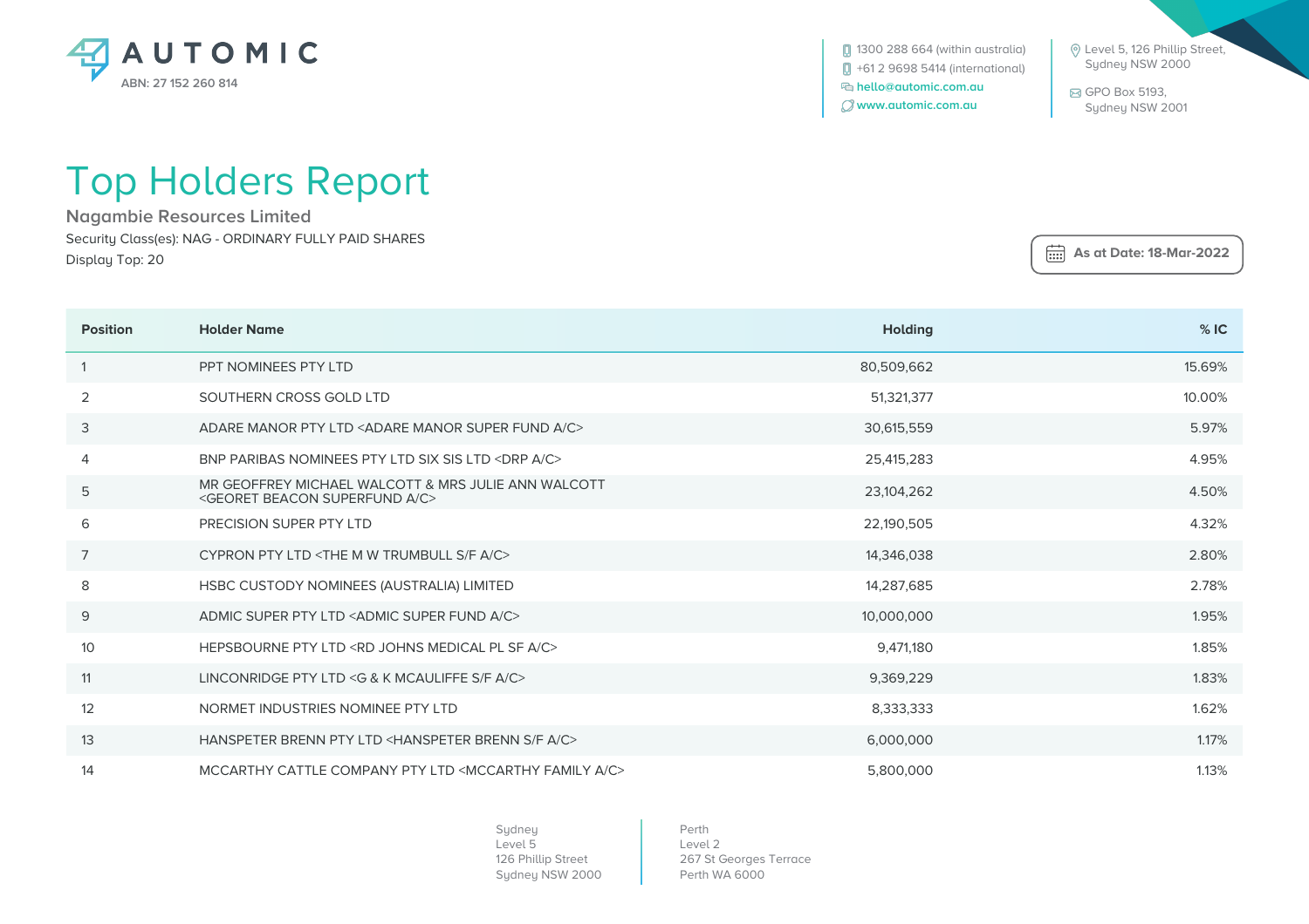AUTOMIC

ABN: 27 152 260 814

1300 288 664 (within australia)
+61 2 9698 5414 (international)
hello@automic.com.au
www.automic.com.au

Level 5, 126 Phillip Street,
Sydney NSW 2000

GPO Box 5193,
Sydney NSW 2001

# Top Holders Report

## Nagambie Resources Limited

Security Class(es): NAG - ORDINARY FULLY PAID SHARES

Display Top: 20

**As at Date: 18-Mar-2022**

| Position | Holder Name | Holding | % IC |
|---|---|---|---|
| 1 | PPT NOMINEES PTY LTD | 80,509,662 | 15.69% |
| 2 | SOUTHERN CROSS GOLD LTD | 51,321,377 | 10.00% |
| 3 | ADARE MANOR PTY LTD <ADARE MANOR SUPER FUND A/C> | 30,615,559 | 5.97% |
| 4 | BNP PARIBAS NOMINEES PTY LTD SIX SIS LTD <DRP A/C> | 25,415,283 | 4.95% |
| 5 | MR GEOFFREY MICHAEL WALCOTT & MRS JULIE ANN WALCOTT <GEORET BEACON SUPERFUND A/C> | 23,104,262 | 4.50% |
| 6 | PRECISION SUPER PTY LTD | 22,190,505 | 4.32% |
| 7 | CYPRON PTY LTD <THE M W TRUMBULL S/F A/C> | 14,346,038 | 2.80% |
| 8 | HSBC CUSTODY NOMINEES (AUSTRALIA) LIMITED | 14,287,685 | 2.78% |
| 9 | ADMIC SUPER PTY LTD <ADMIC SUPER FUND A/C> | 10,000,000 | 1.95% |
| 10 | HEPSBOURNE PTY LTD <RD JOHNS MEDICAL PL SF A/C> | 9,471,180 | 1.85% |
| 11 | LINCONRIDGE PTY LTD <G & K MCAULIFFE S/F A/C> | 9,369,229 | 1.83% |
| 12 | NORMET INDUSTRIES NOMINEE PTY LTD | 8,333,333 | 1.62% |
| 13 | HANSPETER BRENN PTY LTD <HANSPETER BRENN S/F A/C> | 6,000,000 | 1.17% |
| 14 | MCCARTHY CATTLE COMPANY PTY LTD <MCCARTHY FAMILY A/C> | 5,800,000 | 1.13% |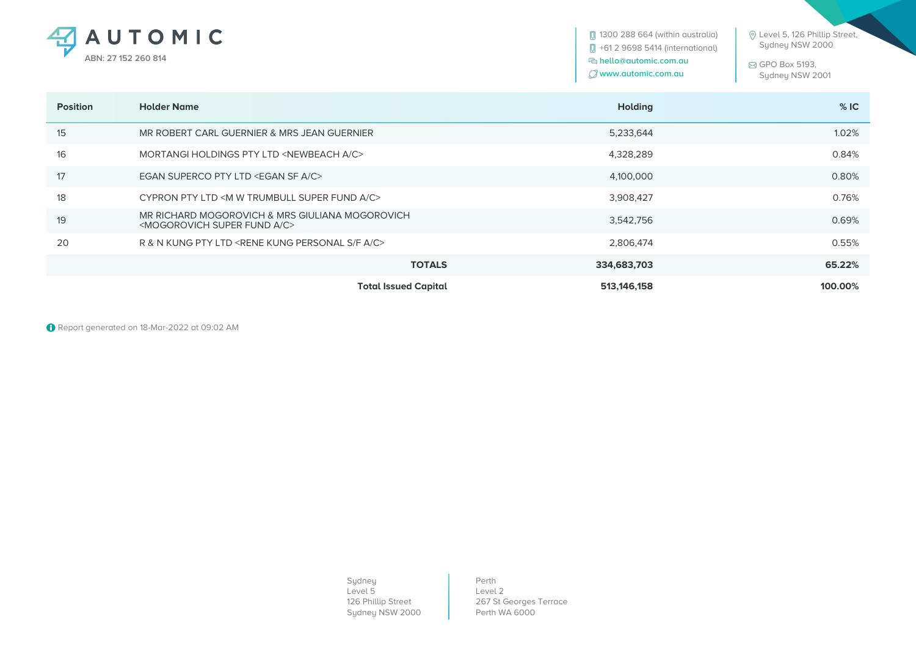| Position | Holder Name | Holding | % IC |
|---|---|---|---|
| 15 | MR ROBERT CARL GUERNIER & MRS JEAN GUERNIER | 5,233,644 | 1.02% |
| 16 | MORTANGI HOLDINGS PTY LTD <NEWBEACH A/C> | 4,328,289 | 0.84% |
| 17 | EGAN SUPERCO PTY LTD <EGAN SF A/C> | 4,100,000 | 0.80% |
| 18 | CYPRON PTY LTD <M W TRUMBULL SUPER FUND A/C> | 3,908,427 | 0.76% |
| 19 | MR RICHARD MOGOROVICH & MRS GIULIANA MOGOROVICH <MOGOROVICH SUPER FUND A/C> | 3,542,756 | 0.69% |
| 20 | R & N KUNG PTY LTD <RENE KUNG PERSONAL S/F A/C> | 2,806,474 | 0.55% |
| | **TOTALS** | **334,683,703** | **65.22%** |
| | **Total Issued Capital** | **513,146,158** | **100.00%** |

Report generated on 18-Mar-2022 at 09:02 AM